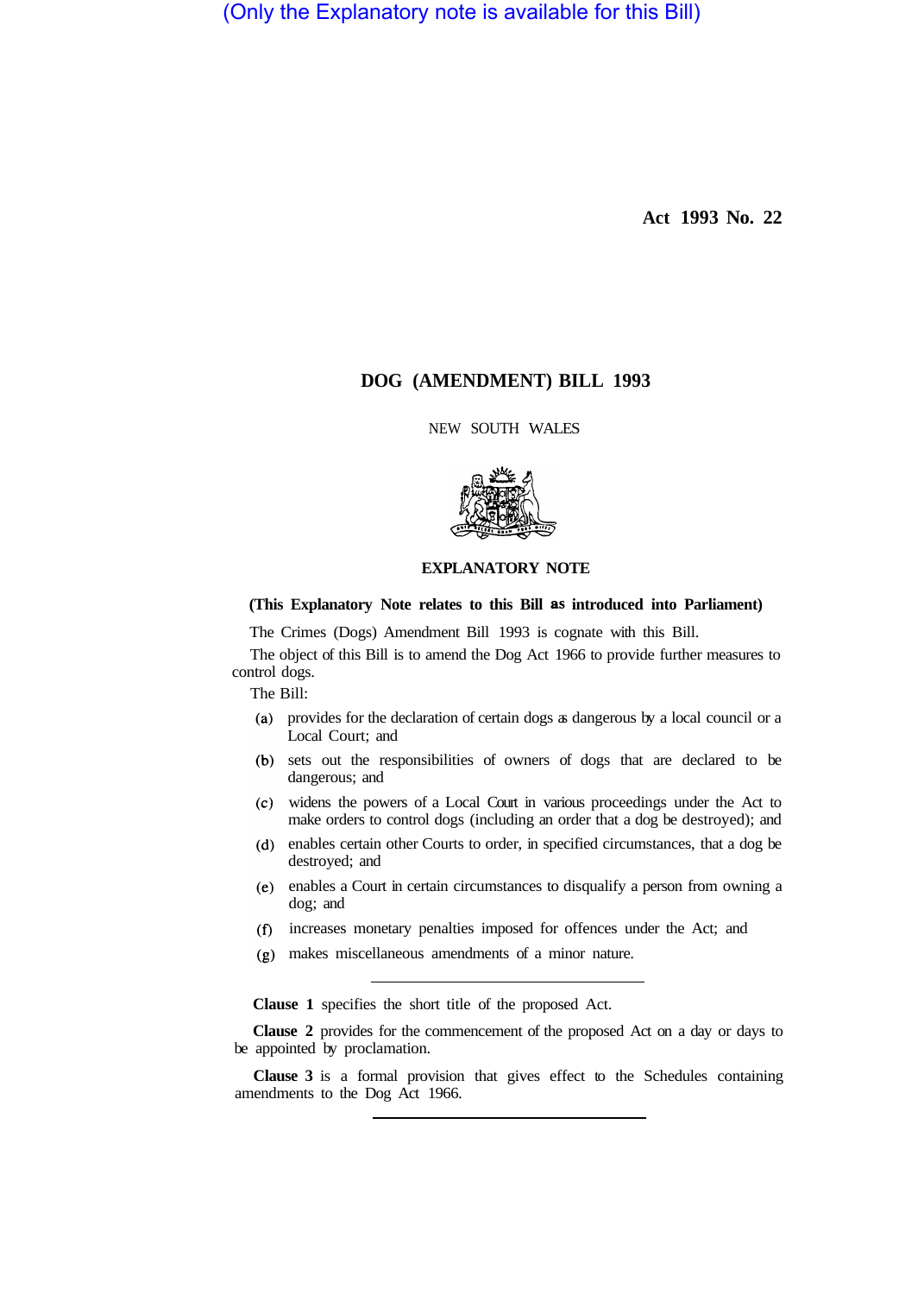(Only the Explanatory note is available for this Bill)

**Act 1993 No. 22**

# DOG (AMENDMENT) BILL 1993

NEW SOUTH WALES

## EXPLANATORY NOTE

**(This Explanatory Note relates to this Bill as introduced into Parliament)**

The Crimes (Dogs) Amendment Bill 1993 is cognate with this Bill.

The object of this Bill is to amend the Dog Act 1966 to provide further measures to control dogs.

The Bill:

(a) provides for the declaration of certain dogs as dangerous by a local council or a Local Court; and

(b) sets out the responsibilities of owners of dogs that are declared to be dangerous; and

(c) widens the powers of a Local Court in various proceedings under the Act to make orders to control dogs (including an order that a dog be destroyed); and

(d) enables certain other Courts to order, in specified circumstances, that a dog be destroyed; and

(e) enables a Court in certain circumstances to disqualify a person from owning a dog; and

(f) increases monetary penalties imposed for offences under the Act; and

(g) makes miscellaneous amendments of a minor nature.

---

**Clause 1** specifies the short title of the proposed Act.

**Clause 2** provides for the commencement of the proposed Act on a day or days to be appointed by proclamation.

**Clause 3** is a formal provision that gives effect to the Schedules containing amendments to the Dog Act 1966.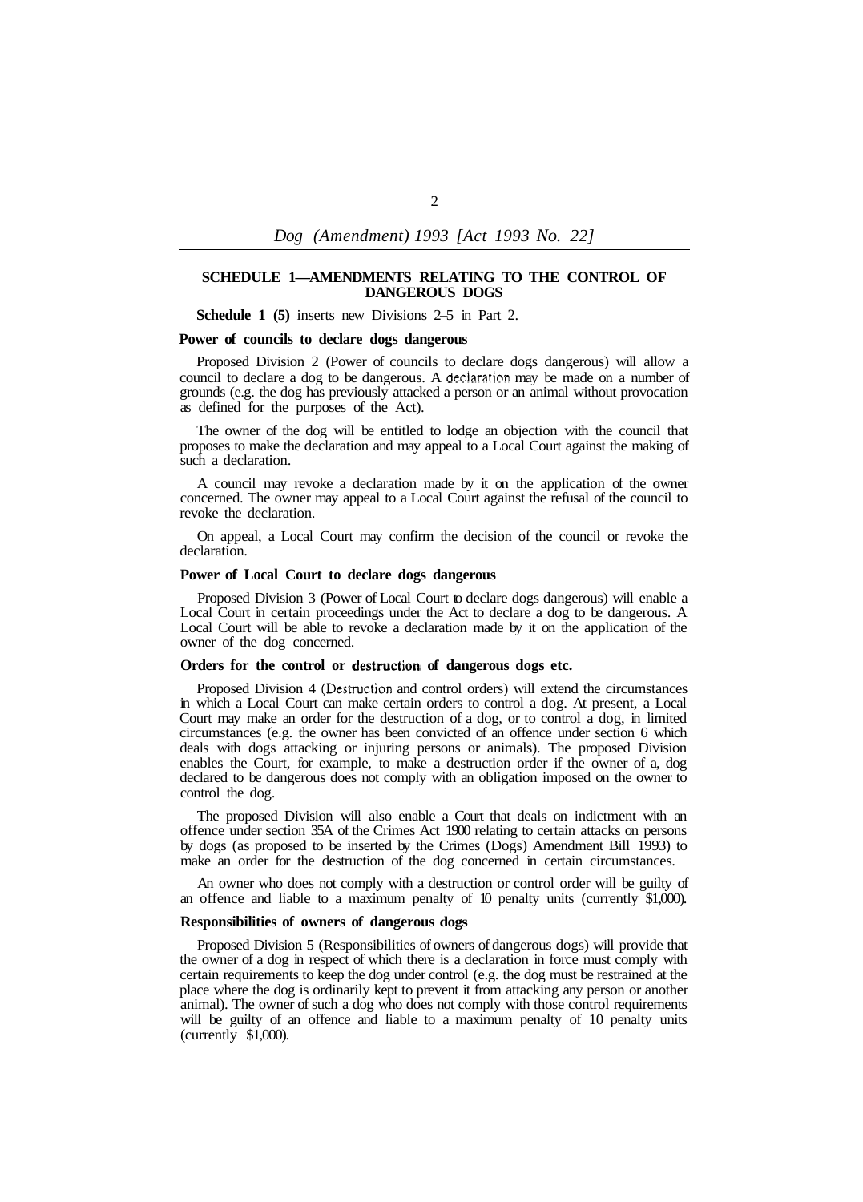## SCHEDULE 1—AMENDMENTS RELATING TO THE CONTROL OF DANGEROUS DOGS

**Schedule 1 (5)** inserts new Divisions 2–5 in Part 2.

### Power of councils to declare dogs dangerous

Proposed Division 2 (Power of councils to declare dogs dangerous) will allow a council to declare a dog to be dangerous. A declaration may be made on a number of grounds (e.g. the dog has previously attacked a person or an animal without provocation as defined for the purposes of the Act).

The owner of the dog will be entitled to lodge an objection with the council that proposes to make the declaration and may appeal to a Local Court against the making of such a declaration.

A council may revoke a declaration made by it on the application of the owner concerned. The owner may appeal to a Local Court against the refusal of the council to revoke the declaration.

On appeal, a Local Court may confirm the decision of the council or revoke the declaration.

### Power of Local Court to declare dogs dangerous

Proposed Division 3 (Power of Local Court to declare dogs dangerous) will enable a Local Court in certain proceedings under the Act to declare a dog to be dangerous. A Local Court will be able to revoke a declaration made by it on the application of the owner of the dog concerned.

### Orders for the control or destruction of dangerous dogs etc.

Proposed Division 4 (Destruction and control orders) will extend the circumstances in which a Local Court can make certain orders to control a dog. At present, a Local Court may make an order for the destruction of a dog, or to control a dog, in limited circumstances (e.g. the owner has been convicted of an offence under section 6 which deals with dogs attacking or injuring persons or animals). The proposed Division enables the Court, for example, to make a destruction order if the owner of a, dog declared to be dangerous does not comply with an obligation imposed on the owner to control the dog.

The proposed Division will also enable a Court that deals on indictment with an offence under section 35A of the Crimes Act 1900 relating to certain attacks on persons by dogs (as proposed to be inserted by the Crimes (Dogs) Amendment Bill 1993) to make an order for the destruction of the dog concerned in certain circumstances.

An owner who does not comply with a destruction or control order will be guilty of an offence and liable to a maximum penalty of 10 penalty units (currently $1,000).

### Responsibilities of owners of dangerous dogs

Proposed Division 5 (Responsibilities of owners of dangerous dogs) will provide that the owner of a dog in respect of which there is a declaration in force must comply with certain requirements to keep the dog under control (e.g. the dog must be restrained at the place where the dog is ordinarily kept to prevent it from attacking any person or another animal). The owner of such a dog who does not comply with those control requirements will be guilty of an offence and liable to a maximum penalty of 10 penalty units (currently $1,000).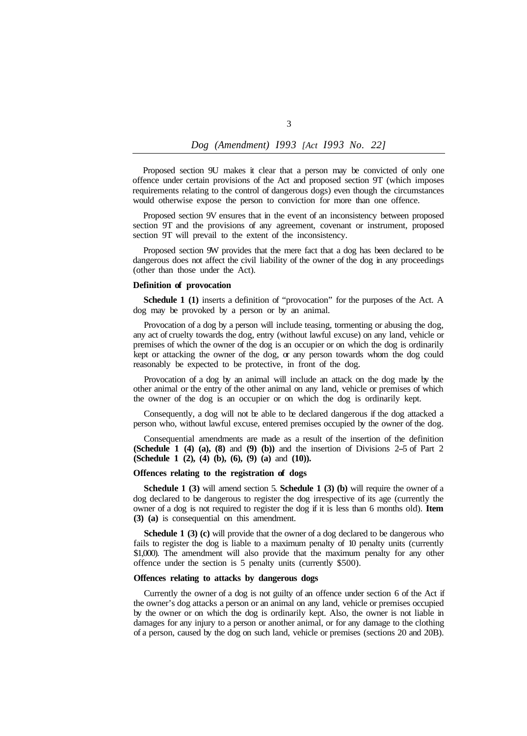Proposed section 9U makes it clear that a person may be convicted of only one offence under certain provisions of the Act and proposed section 9T (which imposes requirements relating to the control of dangerous dogs) even though the circumstances would otherwise expose the person to conviction for more than one offence.

Proposed section 9V ensures that in the event of an inconsistency between proposed section 9T and the provisions of any agreement, covenant or instrument, proposed section 9T will prevail to the extent of the inconsistency.

Proposed section 9W provides that the mere fact that a dog has been declared to be dangerous does not affect the civil liability of the owner of the dog in any proceedings (other than those under the Act).

**Definition of provocation**

**Schedule 1 (1)** inserts a definition of "provocation" for the purposes of the Act. A dog may be provoked by a person or by an animal.

Provocation of a dog by a person will include teasing, tormenting or abusing the dog, any act of cruelty towards the dog, entry (without lawful excuse) on any land, vehicle or premises of which the owner of the dog is an occupier or on which the dog is ordinarily kept or attacking the owner of the dog, or any person towards whom the dog could reasonably be expected to be protective, in front of the dog.

Provocation of a dog by an animal will include an attack on the dog made by the other animal or the entry of the other animal on any land, vehicle or premises of which the owner of the dog is an occupier or on which the dog is ordinarily kept.

Consequently, a dog will not be able to be declared dangerous if the dog attacked a person who, without lawful excuse, entered premises occupied by the owner of the dog.

Consequential amendments are made as a result of the insertion of the definition **(Schedule 1 (4) (a), (8)** and **(9) (b))** and the insertion of Divisions 2–5 of Part 2 **(Schedule 1 (2), (4) (b), (6), (9) (a)** and **(10)).**

**Offences relating to the registration of dogs**

**Schedule 1 (3)** will amend section 5. **Schedule 1 (3) (b)** will require the owner of a dog declared to be dangerous to register the dog irrespective of its age (currently the owner of a dog is not required to register the dog if it is less than 6 months old). **Item (3) (a)** is consequential on this amendment.

**Schedule 1 (3) (c)** will provide that the owner of a dog declared to be dangerous who fails to register the dog is liable to a maximum penalty of 10 penalty units (currently $1,000). The amendment will also provide that the maximum penalty for any other offence under the section is 5 penalty units (currently $500).

**Offences relating to attacks by dangerous dogs**

Currently the owner of a dog is not guilty of an offence under section 6 of the Act if the owner's dog attacks a person or an animal on any land, vehicle or premises occupied by the owner or on which the dog is ordinarily kept. Also, the owner is not liable in damages for any injury to a person or another animal, or for any damage to the clothing of a person, caused by the dog on such land, vehicle or premises (sections 20 and 20B).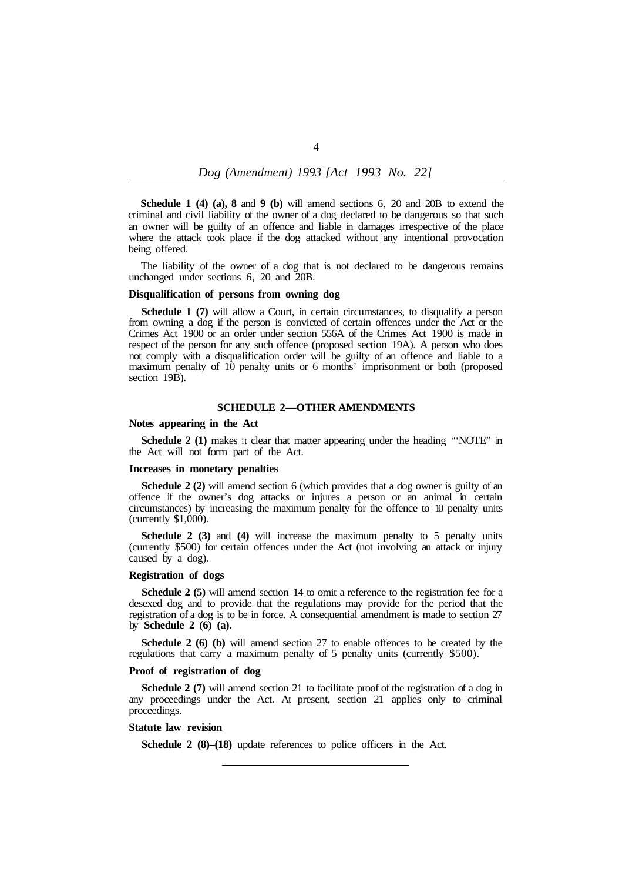**Schedule 1 (4) (a), 8** and **9 (b)** will amend sections 6, 20 and 20B to extend the criminal and civil liability of the owner of a dog declared to be dangerous so that such an owner will be guilty of an offence and liable in damages irrespective of the place where the attack took place if the dog attacked without any intentional provocation being offered.

The liability of the owner of a dog that is not declared to be dangerous remains unchanged under sections 6, 20 and 20B.

**Disqualification of persons from owning dog**

**Schedule 1 (7)** will allow a Court, in certain circumstances, to disqualify a person from owning a dog if the person is convicted of certain offences under the Act or the Crimes Act 1900 or an order under section 556A of the Crimes Act 1900 is made in respect of the person for any such offence (proposed section 19A). A person who does not comply with a disqualification order will be guilty of an offence and liable to a maximum penalty of 10 penalty units or 6 months' imprisonment or both (proposed section 19B).

## SCHEDULE 2—OTHER AMENDMENTS

**Notes appearing in the Act**

**Schedule 2 (1)** makes it clear that matter appearing under the heading "NOTE" in the Act will not form part of the Act.

**Increases in monetary penalties**

**Schedule 2 (2)** will amend section 6 (which provides that a dog owner is guilty of an offence if the owner's dog attacks or injures a person or an animal in certain circumstances) by increasing the maximum penalty for the offence to 10 penalty units (currently $1,000).

**Schedule 2 (3)** and **(4)** will increase the maximum penalty to 5 penalty units (currently $500) for certain offences under the Act (not involving an attack or injury caused by a dog).

**Registration of dogs**

**Schedule 2 (5)** will amend section 14 to omit a reference to the registration fee for a desexed dog and to provide that the regulations may provide for the period that the registration of a dog is to be in force. A consequential amendment is made to section 27 by **Schedule 2 (6) (a).**

**Schedule 2 (6) (b)** will amend section 27 to enable offences to be created by the regulations that carry a maximum penalty of 5 penalty units (currently $500).

**Proof of registration of dog**

**Schedule 2 (7)** will amend section 21 to facilitate proof of the registration of a dog in any proceedings under the Act. At present, section 21 applies only to criminal proceedings.

**Statute law revision**

**Schedule 2 (8)–(18)** update references to police officers in the Act.